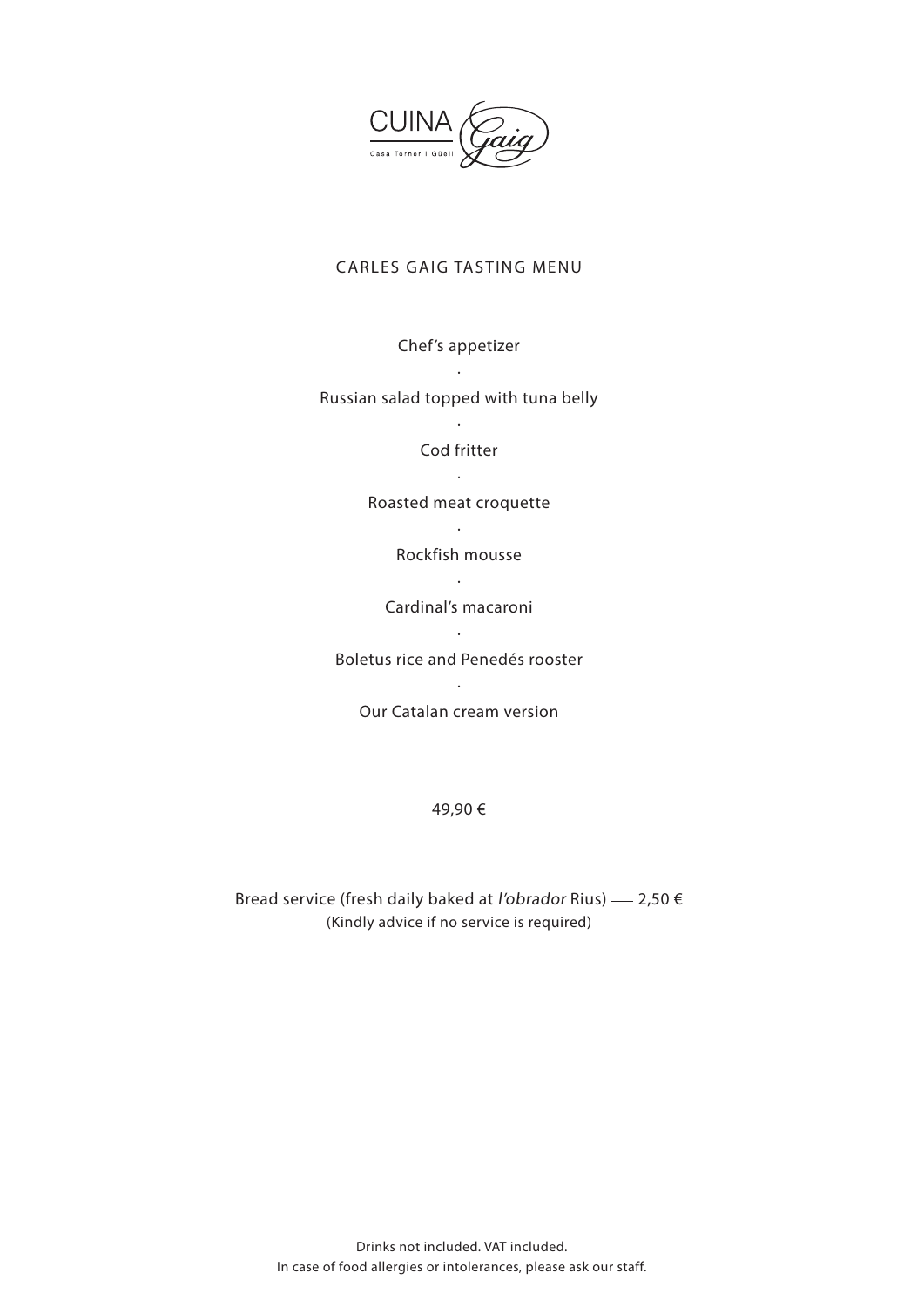CUINA Gaig

Casa Torner i Güell

# CARLES GAIG TASTING MENU

Chef’s appetizer

·

Russian salad topped with tuna belly

·

Cod fritter

·

Roasted meat croquette

·

Rockfish mousse

·

Cardinal’s macaroni

·

Boletus rice and Penedés rooster

·

Our Catalan cream version

49,90 €

Bread service (fresh daily baked at *l’obrador* Rius) —— 2,50 €
(Kindly advice if no service is required)

Drinks not included. VAT included.
In case of food allergies or intolerances, please ask our staff.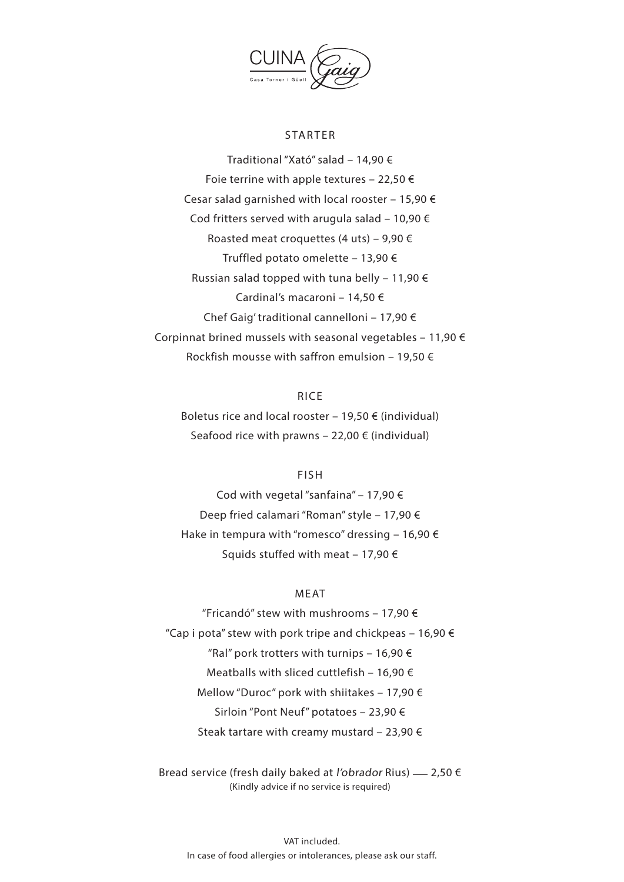CUINA Gaig
Casa Torner i Güell

## STARTER

Traditional "Xató" salad – 14,90 €

Foie terrine with apple textures – 22,50 €

Cesar salad garnished with local rooster – 15,90 €

Cod fritters served with arugula salad – 10,90 €

Roasted meat croquettes (4 uts) – 9,90 €

Truffled potato omelette – 13,90 €

Russian salad topped with tuna belly – 11,90 €

Cardinal's macaroni – 14,50 €

Chef Gaig' traditional cannelloni – 17,90 €

Corpinnat brined mussels with seasonal vegetables – 11,90 €

Rockfish mousse with saffron emulsion – 19,50 €

## RICE

Boletus rice and local rooster – 19,50 € (individual)

Seafood rice with prawns – 22,00 € (individual)

## FISH

Cod with vegetal "sanfaina" – 17,90 €

Deep fried calamari "Roman" style – 17,90 €

Hake in tempura with "romesco" dressing – 16,90 €

Squids stuffed with meat – 17,90 €

## MEAT

"Fricandó" stew with mushrooms – 17,90 €

"Cap i pota" stew with pork tripe and chickpeas – 16,90 €

"Ral" pork trotters with turnips – 16,90 €

Meatballs with sliced cuttlefish – 16,90 €

Mellow "Duroc" pork with shiitakes – 17,90 €

Sirloin "Pont Neuf" potatoes – 23,90 €

Steak tartare with creamy mustard – 23,90 €

Bread service (fresh daily baked at *l'obrador* Rius) — 2,50 €
(Kindly advice if no service is required)

VAT included.
In case of food allergies or intolerances, please ask our staff.